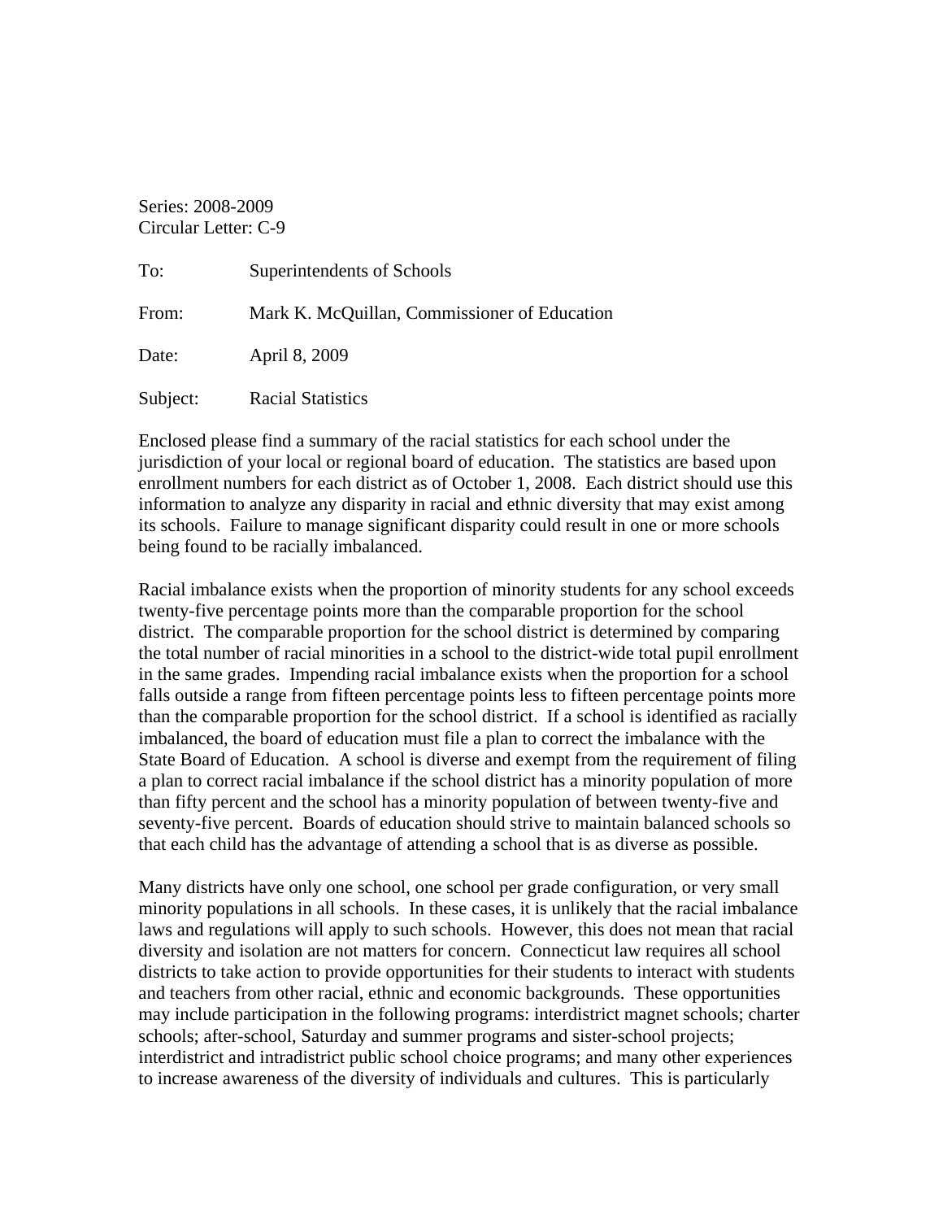Series: 2008-2009
Circular Letter: C-9

To: Superintendents of Schools

From: Mark K. McQuillan, Commissioner of Education

Date: April 8, 2009

Subject: Racial Statistics

Enclosed please find a summary of the racial statistics for each school under the jurisdiction of your local or regional board of education. The statistics are based upon enrollment numbers for each district as of October 1, 2008. Each district should use this information to analyze any disparity in racial and ethnic diversity that may exist among its schools. Failure to manage significant disparity could result in one or more schools being found to be racially imbalanced.

Racial imbalance exists when the proportion of minority students for any school exceeds twenty-five percentage points more than the comparable proportion for the school district. The comparable proportion for the school district is determined by comparing the total number of racial minorities in a school to the district-wide total pupil enrollment in the same grades. Impending racial imbalance exists when the proportion for a school falls outside a range from fifteen percentage points less to fifteen percentage points more than the comparable proportion for the school district. If a school is identified as racially imbalanced, the board of education must file a plan to correct the imbalance with the State Board of Education. A school is diverse and exempt from the requirement of filing a plan to correct racial imbalance if the school district has a minority population of more than fifty percent and the school has a minority population of between twenty-five and seventy-five percent. Boards of education should strive to maintain balanced schools so that each child has the advantage of attending a school that is as diverse as possible.

Many districts have only one school, one school per grade configuration, or very small minority populations in all schools. In these cases, it is unlikely that the racial imbalance laws and regulations will apply to such schools. However, this does not mean that racial diversity and isolation are not matters for concern. Connecticut law requires all school districts to take action to provide opportunities for their students to interact with students and teachers from other racial, ethnic and economic backgrounds. These opportunities may include participation in the following programs: interdistrict magnet schools; charter schools; after-school, Saturday and summer programs and sister-school projects; interdistrict and intradistrict public school choice programs; and many other experiences to increase awareness of the diversity of individuals and cultures. This is particularly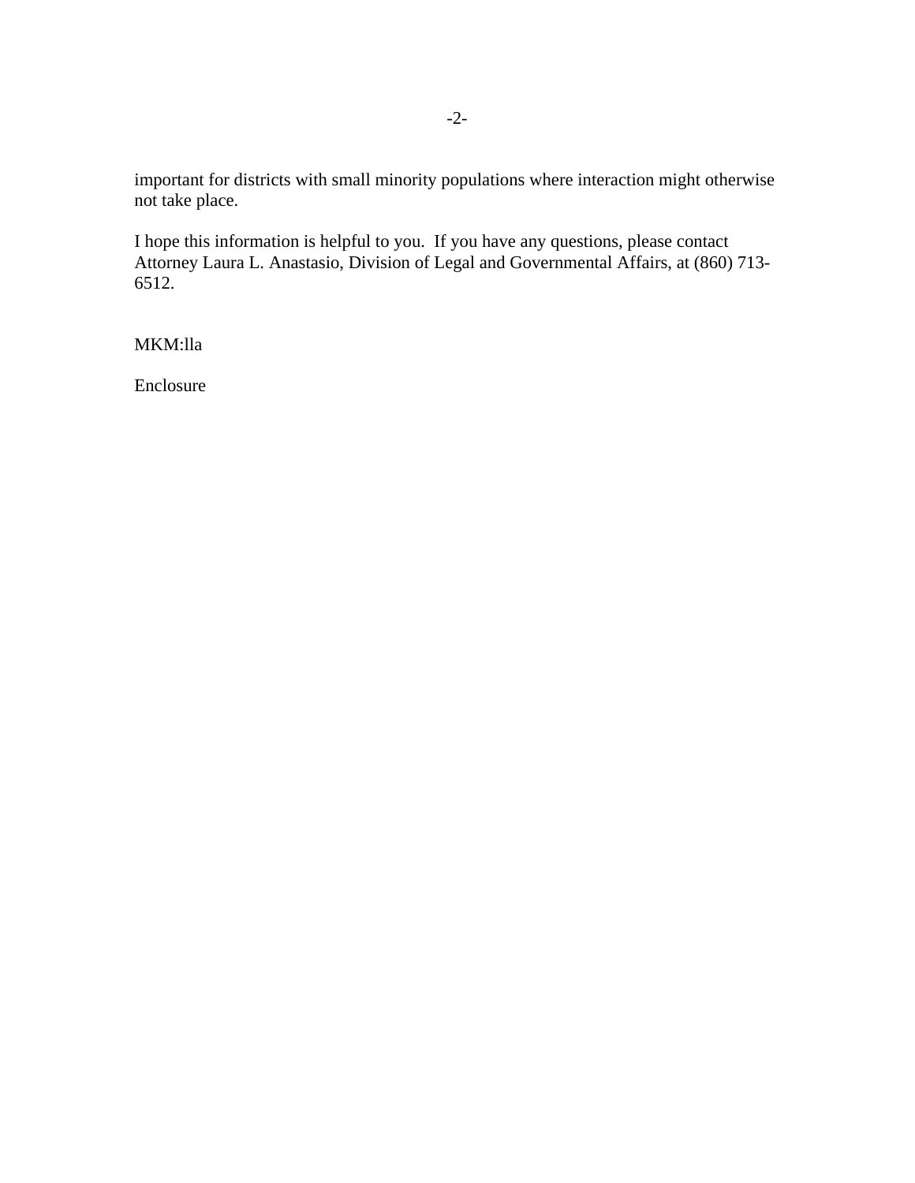important for districts with small minority populations where interaction might otherwise not take place.

I hope this information is helpful to you. If you have any questions, please contact Attorney Laura L. Anastasio, Division of Legal and Governmental Affairs, at (860) 713-6512.

MKM:lla

Enclosure